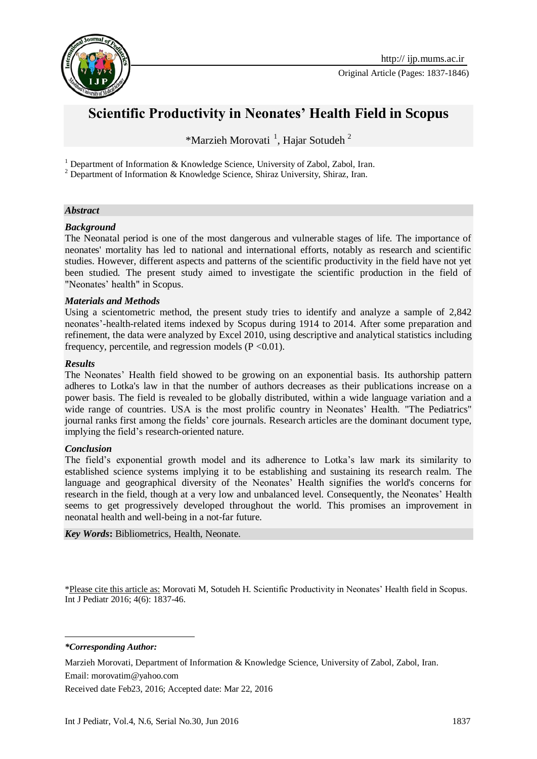Original Article (Pages: 1837-1846)

# Scientific Productivity in Neonates' Health Field in Scopus

*Marzieh Morovati [1], Hajar Sotudeh [2]

[1] Department of Information & Knowledge Science, University of Zabol, Zabol, Iran.
[2] Department of Information & Knowledge Science, Shiraz University, Shiraz, Iran.

***Abstract***

***Background***

The Neonatal period is one of the most dangerous and vulnerable stages of life. The importance of neonates' mortality has led to national and international efforts, notably as research and scientific studies. However, different aspects and patterns of the scientific productivity in the field have not yet been studied. The present study aimed to investigate the scientific production in the field of "Neonates' health" in Scopus.

***Materials and Methods***

Using a scientometric method, the present study tries to identify and analyze a sample of 2,842 neonates'-health-related items indexed by Scopus during 1914 to 2014. After some preparation and refinement, the data were analyzed by Excel 2010, using descriptive and analytical statistics including frequency, percentile, and regression models ($P < 0.01$).

***Results***

The Neonates' Health field showed to be growing on an exponential basis. Its authorship pattern adheres to Lotka's law in that the number of authors decreases as their publications increase on a power basis. The field is revealed to be globally distributed, within a wide language variation and a wide range of countries. USA is the most prolific country in Neonates' Health. "The Pediatrics" journal ranks first among the fields' core journals. Research articles are the dominant document type, implying the field's research-oriented nature.

***Conclusion***

The field's exponential growth model and its adherence to Lotka's law mark its similarity to established science systems implying it to be establishing and sustaining its research realm. The language and geographical diversity of the Neonates' Health signifies the world's concerns for research in the field, though at a very low and unbalanced level. Consequently, the Neonates' Health seems to get progressively developed throughout the world. This promises an improvement in neonatal health and well-being in a not-far future.

***Key Words*:** Bibliometrics, Health, Neonate.

*Please cite this article as: Morovati M, Sotudeh H. Scientific Productivity in Neonates' Health field in Scopus. Int J Pediatr 2016; 4(6): 1837-46.

***\*Corresponding Author:***

Marzieh Morovati, Department of Information & Knowledge Science, University of Zabol, Zabol, Iran.

Email: morovatim@yahoo.com

Received date Feb23, 2016; Accepted date: Mar 22, 2016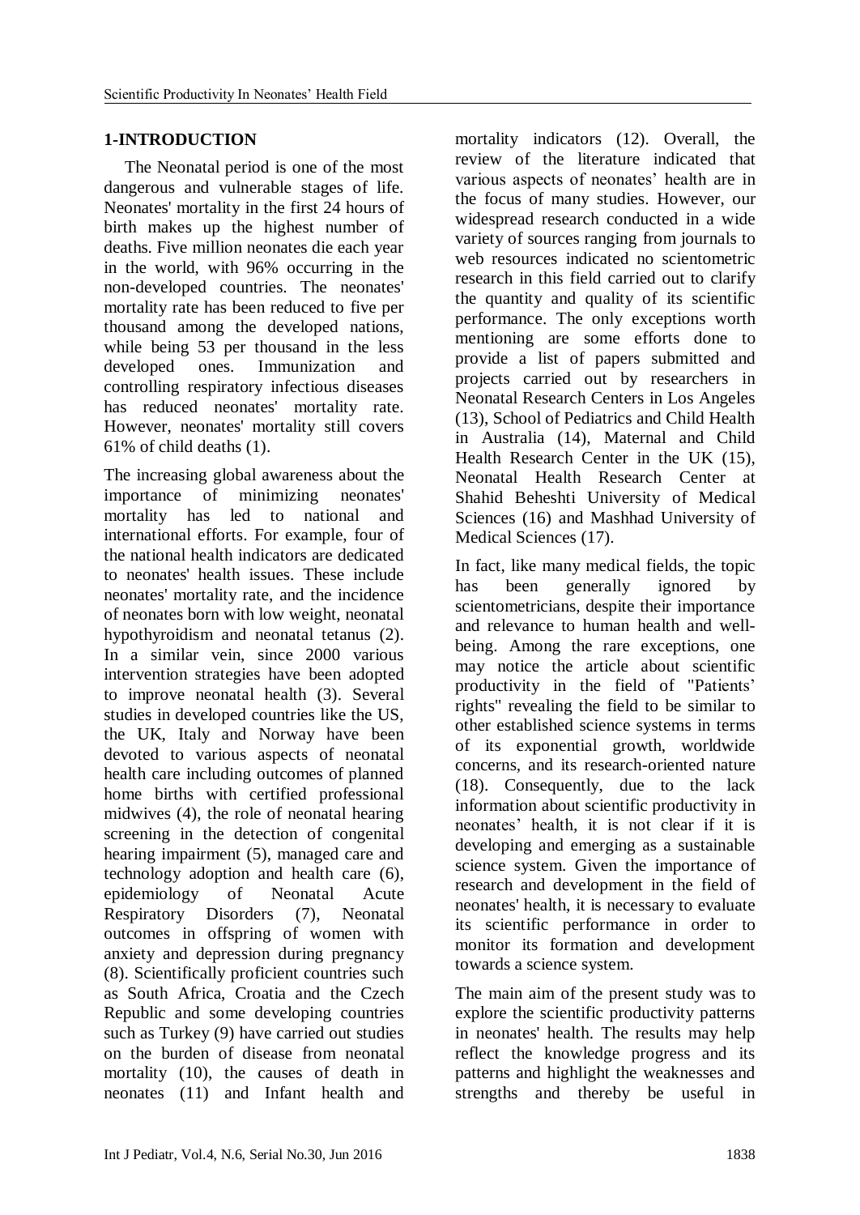## 1-INTRODUCTION

The Neonatal period is one of the most dangerous and vulnerable stages of life. Neonates' mortality in the first 24 hours of birth makes up the highest number of deaths. Five million neonates die each year in the world, with 96% occurring in the non-developed countries. The neonates' mortality rate has been reduced to five per thousand among the developed nations, while being 53 per thousand in the less developed ones. Immunization and controlling respiratory infectious diseases has reduced neonates' mortality rate. However, neonates' mortality still covers 61% of child deaths (1).

The increasing global awareness about the importance of minimizing neonates' mortality has led to national and international efforts. For example, four of the national health indicators are dedicated to neonates' health issues. These include neonates' mortality rate, and the incidence of neonates born with low weight, neonatal hypothyroidism and neonatal tetanus (2). In a similar vein, since 2000 various intervention strategies have been adopted to improve neonatal health (3). Several studies in developed countries like the US, the UK, Italy and Norway have been devoted to various aspects of neonatal health care including outcomes of planned home births with certified professional midwives (4), the role of neonatal hearing screening in the detection of congenital hearing impairment (5), managed care and technology adoption and health care (6), epidemiology of Neonatal Acute Respiratory Disorders (7), Neonatal outcomes in offspring of women with anxiety and depression during pregnancy (8). Scientifically proficient countries such as South Africa, Croatia and the Czech Republic and some developing countries such as Turkey (9) have carried out studies on the burden of disease from neonatal mortality (10), the causes of death in neonates (11) and Infant health and mortality indicators (12). Overall, the review of the literature indicated that various aspects of neonates' health are in the focus of many studies. However, our widespread research conducted in a wide variety of sources ranging from journals to web resources indicated no scientometric research in this field carried out to clarify the quantity and quality of its scientific performance. The only exceptions worth mentioning are some efforts done to provide a list of papers submitted and projects carried out by researchers in Neonatal Research Centers in Los Angeles (13), School of Pediatrics and Child Health in Australia (14), Maternal and Child Health Research Center in the UK (15), Neonatal Health Research Center at Shahid Beheshti University of Medical Sciences (16) and Mashhad University of Medical Sciences (17).

In fact, like many medical fields, the topic has been generally ignored by scientometricians, despite their importance and relevance to human health and well-being. Among the rare exceptions, one may notice the article about scientific productivity in the field of "Patients' rights" revealing the field to be similar to other established science systems in terms of its exponential growth, worldwide concerns, and its research-oriented nature (18). Consequently, due to the lack information about scientific productivity in neonates' health, it is not clear if it is developing and emerging as a sustainable science system. Given the importance of research and development in the field of neonates' health, it is necessary to evaluate its scientific performance in order to monitor its formation and development towards a science system.

The main aim of the present study was to explore the scientific productivity patterns in neonates' health. The results may help reflect the knowledge progress and its patterns and highlight the weaknesses and strengths and thereby be useful in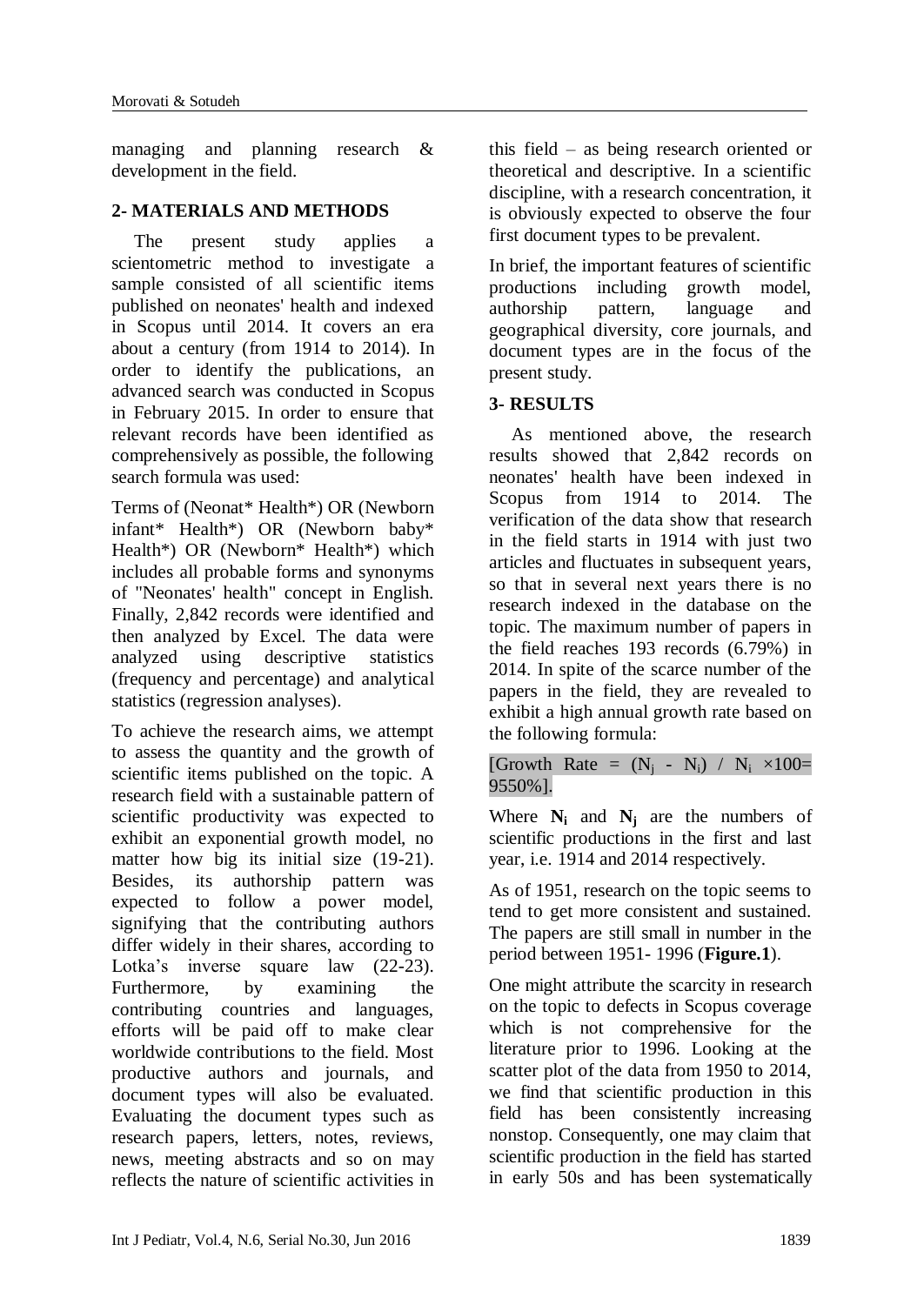managing and planning research & development in the field.

## 2- MATERIALS AND METHODS

The present study applies a scientometric method to investigate a sample consisted of all scientific items published on neonates' health and indexed in Scopus until 2014. It covers an era about a century (from 1914 to 2014). In order to identify the publications, an advanced search was conducted in Scopus in February 2015. In order to ensure that relevant records have been identified as comprehensively as possible, the following search formula was used:

Terms of (Neonat* Health*) OR (Newborn infant* Health*) OR (Newborn baby* Health*) OR (Newborn* Health*) which includes all probable forms and synonyms of "Neonates' health" concept in English. Finally, 2,842 records were identified and then analyzed by Excel. The data were analyzed using descriptive statistics (frequency and percentage) and analytical statistics (regression analyses).

To achieve the research aims, we attempt to assess the quantity and the growth of scientific items published on the topic. A research field with a sustainable pattern of scientific productivity was expected to exhibit an exponential growth model, no matter how big its initial size (19-21). Besides, its authorship pattern was expected to follow a power model, signifying that the contributing authors differ widely in their shares, according to Lotka's inverse square law (22-23). Furthermore, by examining the contributing countries and languages, efforts will be paid off to make clear worldwide contributions to the field. Most productive authors and journals, and document types will also be evaluated. Evaluating the document types such as research papers, letters, notes, reviews, news, meeting abstracts and so on may reflects the nature of scientific activities in this field – as being research oriented or theoretical and descriptive. In a scientific discipline, with a research concentration, it is obviously expected to observe the four first document types to be prevalent.

In brief, the important features of scientific productions including growth model, authorship pattern, language and geographical diversity, core journals, and document types are in the focus of the present study.

## 3- RESULTS

As mentioned above, the research results showed that 2,842 records on neonates' health have been indexed in Scopus from 1914 to 2014. The verification of the data show that research in the field starts in 1914 with just two articles and fluctuates in subsequent years, so that in several next years there is no research indexed in the database on the topic. The maximum number of papers in the field reaches 193 records (6.79%) in 2014. In spite of the scarce number of the papers in the field, they are revealed to exhibit a high annual growth rate based on the following formula:

[Growth Rate = $(N_j - N_i) / N_i \times 100 =$ 9550%].

Where $\mathbf{N_i}$ and $\mathbf{N_j}$ are the numbers of scientific productions in the first and last year, i.e. 1914 and 2014 respectively.

As of 1951, research on the topic seems to tend to get more consistent and sustained. The papers are still small in number in the period between 1951- 1996 (**Figure.1**).

One might attribute the scarcity in research on the topic to defects in Scopus coverage which is not comprehensive for the literature prior to 1996. Looking at the scatter plot of the data from 1950 to 2014, we find that scientific production in this field has been consistently increasing nonstop. Consequently, one may claim that scientific production in the field has started in early 50s and has been systematically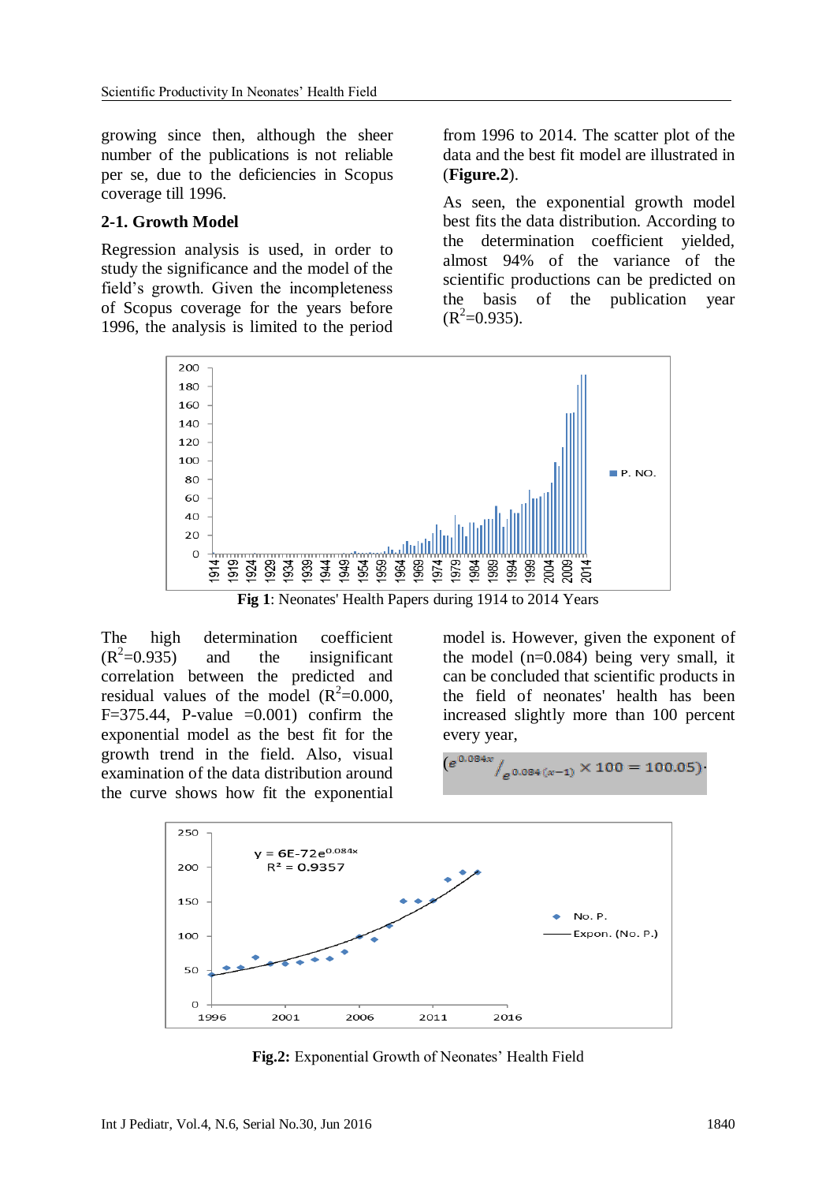growing since then, although the sheer number of the publications is not reliable per se, due to the deficiencies in Scopus coverage till 1996.

### 2-1. Growth Model

Regression analysis is used, in order to study the significance and the model of the field's growth. Given the incompleteness of Scopus coverage for the years before 1996, the analysis is limited to the period from 1996 to 2014. The scatter plot of the data and the best fit model are illustrated in (**Figure.2**).

As seen, the exponential growth model best fits the data distribution. According to the determination coefficient yielded, almost 94% of the variance of the scientific productions can be predicted on the basis of the publication year ($R^2$=0.935).

**Fig 1**: Neonates' Health Papers during 1914 to 2014 Years

The high determination coefficient ($R^2$=0.935) and the insignificant correlation between the predicted and residual values of the model ($R^2$=0.000, F=375.44, P-value =0.001) confirm the exponential model as the best fit for the growth trend in the field. Also, visual examination of the data distribution around the curve shows how fit the exponential model is. However, given the exponent of the model (n=0.084) being very small, it can be concluded that scientific products in the field of neonates' health has been increased slightly more than 100 percent every year,

$$\left(e^{0.084x} / e^{0.084(x-1)} \times 100 = 100.05\right).$$

**Fig.2:** Exponential Growth of Neonates' Health Field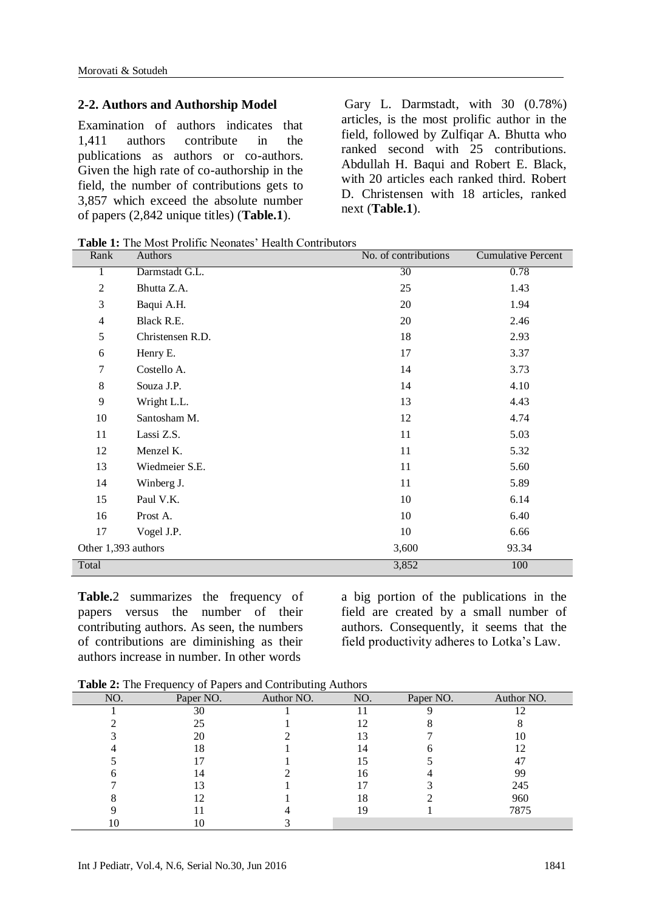### 2-2. Authors and Authorship Model

Examination of authors indicates that 1,411 authors contribute in the publications as authors or co-authors. Given the high rate of co-authorship in the field, the number of contributions gets to 3,857 which exceed the absolute number of papers (2,842 unique titles) (**Table.1**).

Gary L. Darmstadt, with 30 (0.78%) articles, is the most prolific author in the field, followed by Zulfiqar A. Bhutta who ranked second with 25 contributions. Abdullah H. Baqui and Robert E. Black, with 20 articles each ranked third. Robert D. Christensen with 18 articles, ranked next (**Table.1**).

**Table 1:** The Most Prolific Neonates' Health Contributors

| Rank | Authors | No. of contributions | Cumulative Percent |
|---|---|---|---|
| 1 | Darmstadt G.L. | 30 | 0.78 |
| 2 | Bhutta Z.A. | 25 | 1.43 |
| 3 | Baqui A.H. | 20 | 1.94 |
| 4 | Black R.E. | 20 | 2.46 |
| 5 | Christensen R.D. | 18 | 2.93 |
| 6 | Henry E. | 17 | 3.37 |
| 7 | Costello A. | 14 | 3.73 |
| 8 | Souza J.P. | 14 | 4.10 |
| 9 | Wright L.L. | 13 | 4.43 |
| 10 | Santosham M. | 12 | 4.74 |
| 11 | Lassi Z.S. | 11 | 5.03 |
| 12 | Menzel K. | 11 | 5.32 |
| 13 | Wiedmeier S.E. | 11 | 5.60 |
| 14 | Winberg J. | 11 | 5.89 |
| 15 | Paul V.K. | 10 | 6.14 |
| 16 | Prost A. | 10 | 6.40 |
| 17 | Vogel J.P. | 10 | 6.66 |
| Other 1,393 authors | | 3,600 | 93.34 |
| Total | | 3,852 | 100 |

**Table.**2 summarizes the frequency of papers versus the number of their contributing authors. As seen, the numbers of contributions are diminishing as their authors increase in number. In other words a big portion of the publications in the field are created by a small number of authors. Consequently, it seems that the field productivity adheres to Lotka's Law.

**Table 2:** The Frequency of Papers and Contributing Authors

| NO. | Paper NO. | Author NO. | NO. | Paper NO. | Author NO. |
|---|---|---|---|---|---|
| 1 | 30 | 1 | 11 | 9 | 12 |
| 2 | 25 | 1 | 12 | 8 | 8 |
| 3 | 20 | 2 | 13 | 7 | 10 |
| 4 | 18 | 1 | 14 | 6 | 12 |
| 5 | 17 | 1 | 15 | 5 | 47 |
| 6 | 14 | 2 | 16 | 4 | 99 |
| 7 | 13 | 1 | 17 | 3 | 245 |
| 8 | 12 | 1 | 18 | 2 | 960 |
| 9 | 11 | 4 | 19 | 1 | 7875 |
| 10 | 10 | 3 | | | |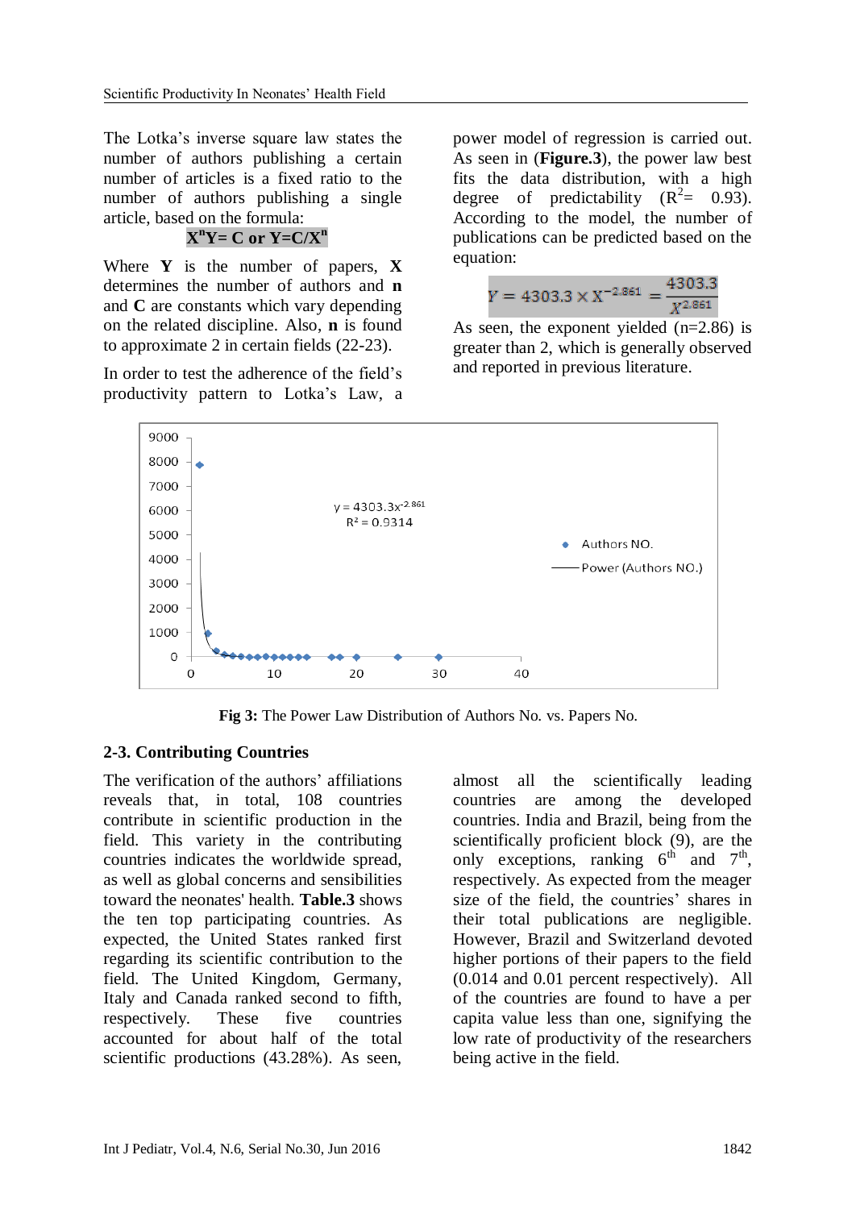The Lotka's inverse square law states the number of authors publishing a certain number of articles is a fixed ratio to the number of authors publishing a single article, based on the formula:

$$X^nY= C \text{ or } Y=C/X^n$$

Where **Y** is the number of papers, **X** determines the number of authors and **n** and **C** are constants which vary depending on the related discipline. Also, **n** is found to approximate 2 in certain fields (22-23).

In order to test the adherence of the field's productivity pattern to Lotka's Law, a power model of regression is carried out. As seen in (**Figure.3**), the power law best fits the data distribution, with a high degree of predictability ($R^2$= 0.93). According to the model, the number of publications can be predicted based on the equation:

$$Y = 4303.3 \times X^{-2.861} = \frac{4303.3}{X^{2.861}}$$

As seen, the exponent yielded (n=2.86) is greater than 2, which is generally observed and reported in previous literature.

**Fig 3:** The Power Law Distribution of Authors No. vs. Papers No.

### 2-3. Contributing Countries

The verification of the authors' affiliations reveals that, in total, 108 countries contribute in scientific production in the field. This variety in the contributing countries indicates the worldwide spread, as well as global concerns and sensibilities toward the neonates' health. **Table.3** shows the ten top participating countries. As expected, the United States ranked first regarding its scientific contribution to the field. The United Kingdom, Germany, Italy and Canada ranked second to fifth, respectively. These five countries accounted for about half of the total scientific productions (43.28%). As seen, almost all the scientifically leading countries are among the developed countries. India and Brazil, being from the scientifically proficient block (9), are the only exceptions, ranking 6th and 7th, respectively. As expected from the meager size of the field, the countries' shares in their total publications are negligible. However, Brazil and Switzerland devoted higher portions of their papers to the field (0.014 and 0.01 percent respectively). All of the countries are found to have a per capita value less than one, signifying the low rate of productivity of the researchers being active in the field.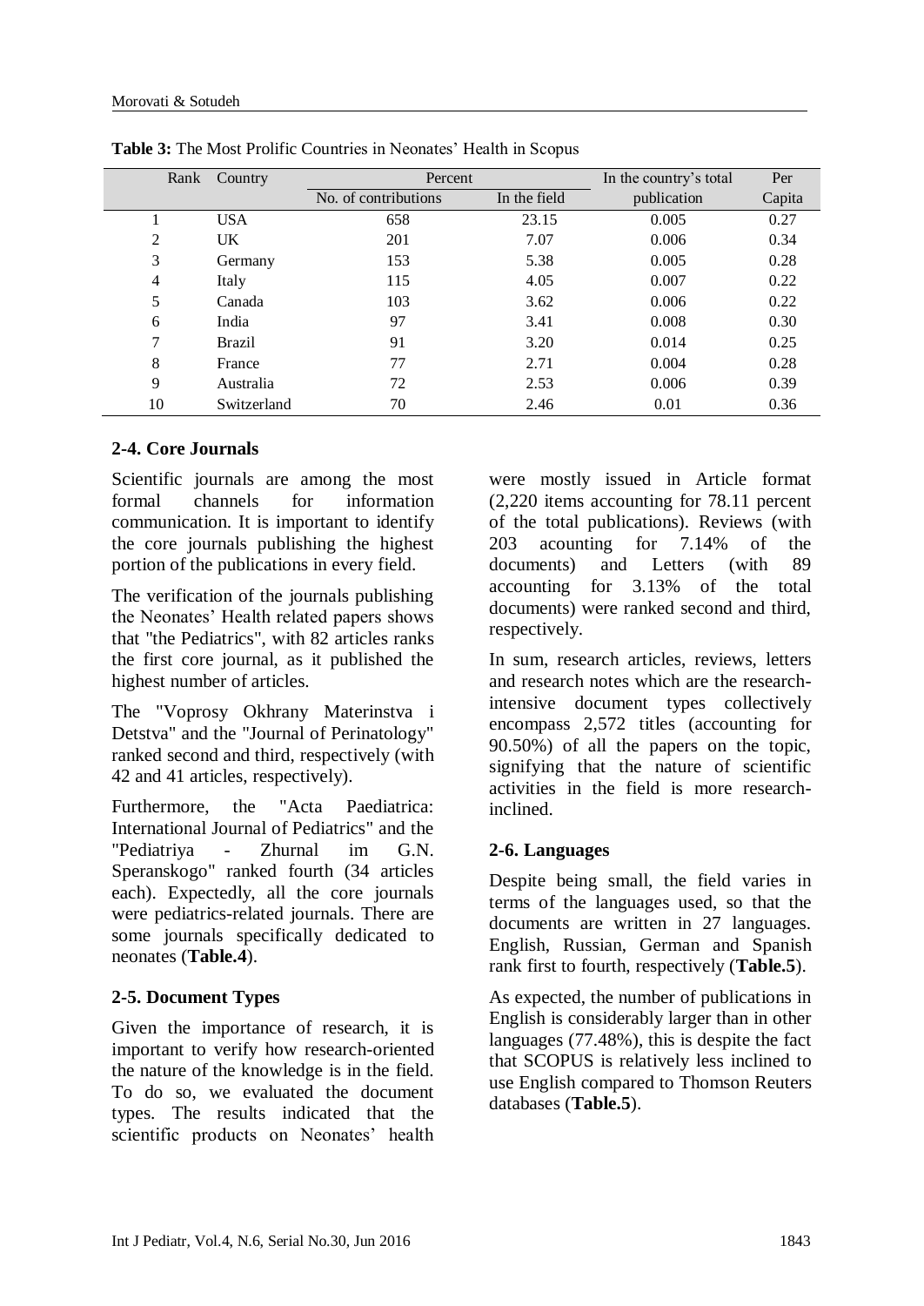**Table 3:** The Most Prolific Countries in Neonates' Health in Scopus

| Rank | Country | Percent | | In the country's total | Per |
|---|---|---|---|---|---|
| | | No. of contributions | In the field | publication | Capita |
| 1 | USA | 658 | 23.15 | 0.005 | 0.27 |
| 2 | UK | 201 | 7.07 | 0.006 | 0.34 |
| 3 | Germany | 153 | 5.38 | 0.005 | 0.28 |
| 4 | Italy | 115 | 4.05 | 0.007 | 0.22 |
| 5 | Canada | 103 | 3.62 | 0.006 | 0.22 |
| 6 | India | 97 | 3.41 | 0.008 | 0.30 |
| 7 | Brazil | 91 | 3.20 | 0.014 | 0.25 |
| 8 | France | 77 | 2.71 | 0.004 | 0.28 |
| 9 | Australia | 72 | 2.53 | 0.006 | 0.39 |
| 10 | Switzerland | 70 | 2.46 | 0.01 | 0.36 |

## 2-4. Core Journals

Scientific journals are among the most formal channels for information communication. It is important to identify the core journals publishing the highest portion of the publications in every field.

The verification of the journals publishing the Neonates' Health related papers shows that "the Pediatrics", with 82 articles ranks the first core journal, as it published the highest number of articles.

The "Voprosy Okhrany Materinstva i Detstva" and the "Journal of Perinatology" ranked second and third, respectively (with 42 and 41 articles, respectively).

Furthermore, the "Acta Paediatrica: International Journal of Pediatrics" and the "Pediatriya - Zhurnal im G.N. Speranskogo" ranked fourth (34 articles each). Expectedly, all the core journals were pediatrics-related journals. There are some journals specifically dedicated to neonates (**Table.4**).

## 2-5. Document Types

Given the importance of research, it is important to verify how research-oriented the nature of the knowledge is in the field. To do so, we evaluated the document types. The results indicated that the scientific products on Neonates' health were mostly issued in Article format (2,220 items accounting for 78.11 percent of the total publications). Reviews (with 203 acounting for 7.14% of the documents) and Letters (with 89 accounting for 3.13% of the total documents) were ranked second and third, respectively.

In sum, research articles, reviews, letters and research notes which are the research-intensive document types collectively encompass 2,572 titles (accounting for 90.50%) of all the papers on the topic, signifying that the nature of scientific activities in the field is more research-inclined.

## 2-6. Languages

Despite being small, the field varies in terms of the languages used, so that the documents are written in 27 languages. English, Russian, German and Spanish rank first to fourth, respectively (**Table.5**).

As expected, the number of publications in English is considerably larger than in other languages (77.48%), this is despite the fact that SCOPUS is relatively less inclined to use English compared to Thomson Reuters databases (**Table.5**).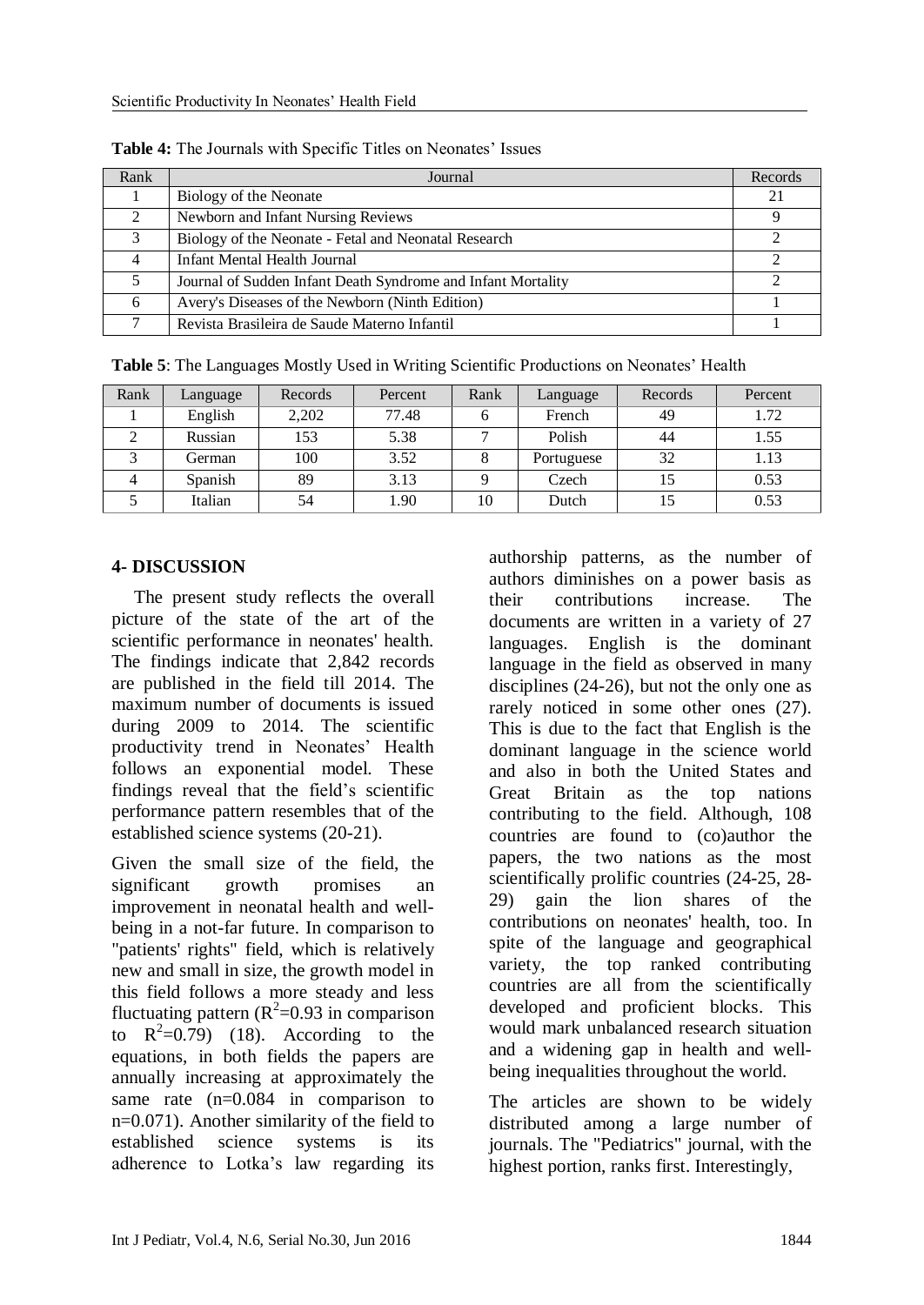**Table 4:** The Journals with Specific Titles on Neonates' Issues

| Rank | Journal | Records |
|---|---|---|
| 1 | Biology of the Neonate | 21 |
| 2 | Newborn and Infant Nursing Reviews | 9 |
| 3 | Biology of the Neonate - Fetal and Neonatal Research | 2 |
| 4 | Infant Mental Health Journal | 2 |
| 5 | Journal of Sudden Infant Death Syndrome and Infant Mortality | 2 |
| 6 | Avery's Diseases of the Newborn (Ninth Edition) | 1 |
| 7 | Revista Brasileira de Saude Materno Infantil | 1 |

**Table 5**: The Languages Mostly Used in Writing Scientific Productions on Neonates' Health

| Rank | Language | Records | Percent | Rank | Language | Records | Percent |
|---|---|---|---|---|---|---|---|
| 1 | English | 2,202 | 77.48 | 6 | French | 49 | 1.72 |
| 2 | Russian | 153 | 5.38 | 7 | Polish | 44 | 1.55 |
| 3 | German | 100 | 3.52 | 8 | Portuguese | 32 | 1.13 |
| 4 | Spanish | 89 | 3.13 | 9 | Czech | 15 | 0.53 |
| 5 | Italian | 54 | 1.90 | 10 | Dutch | 15 | 0.53 |

## 4- DISCUSSION

The present study reflects the overall picture of the state of the art of the scientific performance in neonates' health. The findings indicate that 2,842 records are published in the field till 2014. The maximum number of documents is issued during 2009 to 2014. The scientific productivity trend in Neonates' Health follows an exponential model. These findings reveal that the field's scientific performance pattern resembles that of the established science systems (20-21).

Given the small size of the field, the significant growth promises an improvement in neonatal health and well-being in a not-far future. In comparison to "patients' rights" field, which is relatively new and small in size, the growth model in this field follows a more steady and less fluctuating pattern ($R^2$=0.93 in comparison to $R^2$=0.79) (18). According to the equations, in both fields the papers are annually increasing at approximately the same rate (n=0.084 in comparison to n=0.071). Another similarity of the field to established science systems is its adherence to Lotka's law regarding its authorship patterns, as the number of authors diminishes on a power basis as their contributions increase. The documents are written in a variety of 27 languages. English is the dominant language in the field as observed in many disciplines (24-26), but not the only one as rarely noticed in some other ones (27). This is due to the fact that English is the dominant language in the science world and also in both the United States and Great Britain as the top nations contributing to the field. Although, 108 countries are found to (co)author the papers, the two nations as the most scientifically prolific countries (24-25, 28-29) gain the lion shares of the contributions on neonates' health, too. In spite of the language and geographical variety, the top ranked contributing countries are all from the scientifically developed and proficient blocks. This would mark unbalanced research situation and a widening gap in health and well-being inequalities throughout the world.

The articles are shown to be widely distributed among a large number of journals. The "Pediatrics" journal, with the highest portion, ranks first. Interestingly,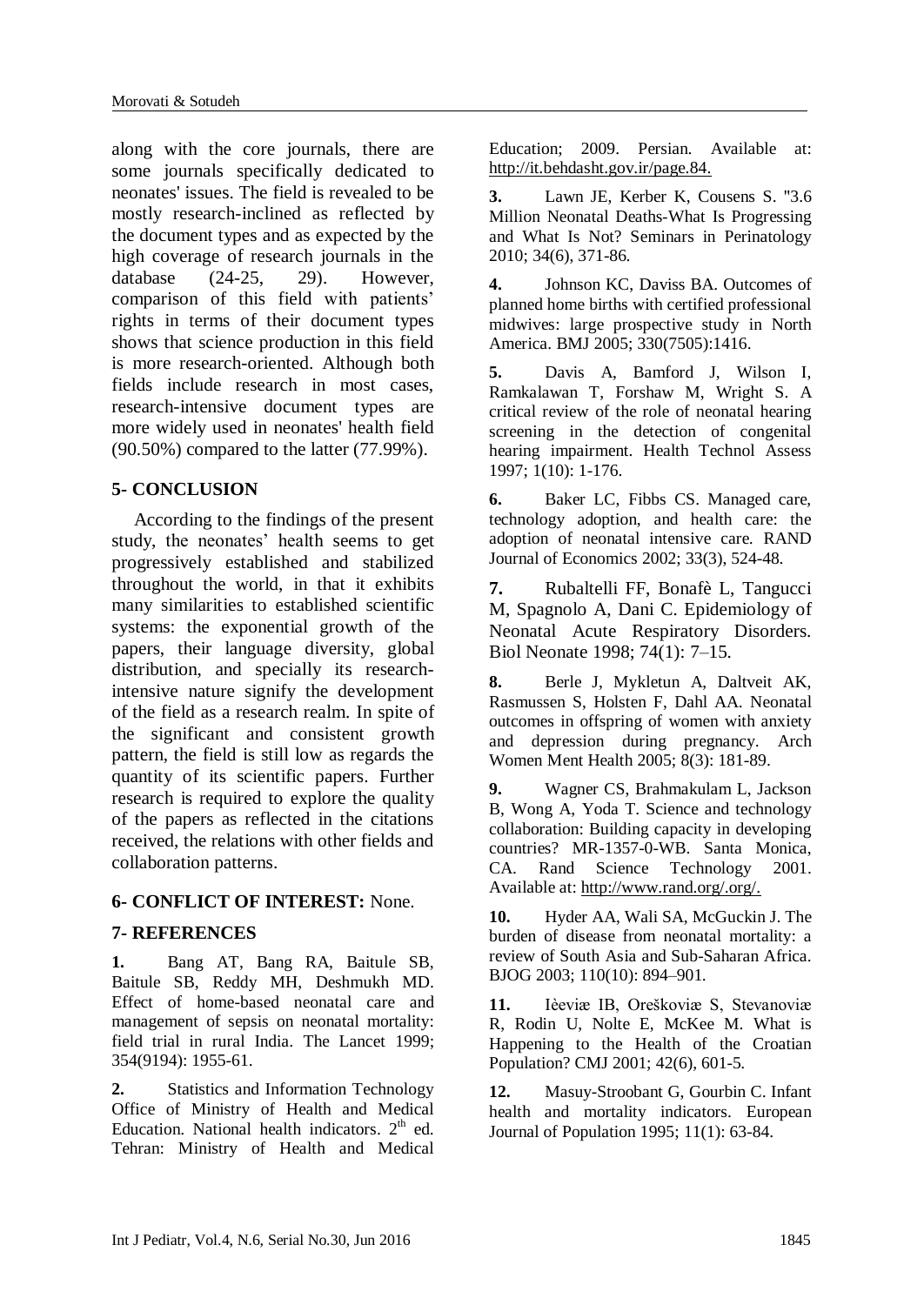along with the core journals, there are some journals specifically dedicated to neonates' issues. The field is revealed to be mostly research-inclined as reflected by the document types and as expected by the high coverage of research journals in the database (24-25, 29). However, comparison of this field with patients' rights in terms of their document types shows that science production in this field is more research-oriented. Although both fields include research in most cases, research-intensive document types are more widely used in neonates' health field (90.50%) compared to the latter (77.99%).

## 5- CONCLUSION

According to the findings of the present study, the neonates' health seems to get progressively established and stabilized throughout the world, in that it exhibits many similarities to established scientific systems: the exponential growth of the papers, their language diversity, global distribution, and specially its research-intensive nature signify the development of the field as a research realm. In spite of the significant and consistent growth pattern, the field is still low as regards the quantity of its scientific papers. Further research is required to explore the quality of the papers as reflected in the citations received, the relations with other fields and collaboration patterns.

## 6- CONFLICT OF INTEREST: None.

## 7- REFERENCES

**1.** Bang AT, Bang RA, Baitule SB, Baitule SB, Reddy MH, Deshmukh MD. Effect of home-based neonatal care and management of sepsis on neonatal mortality: field trial in rural India. The Lancet 1999; 354(9194): 1955-61.

**2.** Statistics and Information Technology Office of Ministry of Health and Medical Education. National health indicators. 2[th] ed. Tehran: Ministry of Health and Medical Education; 2009. Persian. Available at: http://it.behdasht.gov.ir/page.84.

**3.** Lawn JE, Kerber K, Cousens S. "3.6 Million Neonatal Deaths-What Is Progressing and What Is Not? Seminars in Perinatology 2010; 34(6), 371-86.

**4.** Johnson KC, Daviss BA. Outcomes of planned home births with certified professional midwives: large prospective study in North America. BMJ 2005; 330(7505):1416.

**5.** Davis A, Bamford J, Wilson I, Ramkalawan T, Forshaw M, Wright S. A critical review of the role of neonatal hearing screening in the detection of congenital hearing impairment. Health Technol Assess 1997; 1(10): 1-176.

**6.** Baker LC, Fibbs CS. Managed care, technology adoption, and health care: the adoption of neonatal intensive care. RAND Journal of Economics 2002; 33(3), 524-48.

**7.** Rubaltelli FF, Bonafè L, Tangucci M, Spagnolo A, Dani C. Epidemiology of Neonatal Acute Respiratory Disorders. Biol Neonate 1998; 74(1): 7–15.

**8.** Berle J, Mykletun A, Daltveit AK, Rasmussen S, Holsten F, Dahl AA. Neonatal outcomes in offspring of women with anxiety and depression during pregnancy. Arch Women Ment Health 2005; 8(3): 181-89.

**9.** Wagner CS, Brahmakulam L, Jackson B, Wong A, Yoda T. Science and technology collaboration: Building capacity in developing countries? MR-1357-0-WB. Santa Monica, CA. Rand Science Technology 2001. Available at: http://www.rand.org/.org/.

**10.** Hyder AA, Wali SA, McGuckin J. The burden of disease from neonatal mortality: a review of South Asia and Sub-Saharan Africa. BJOG 2003; 110(10): 894–901.

**11.** Ièeviæ IB, Oreškoviæ S, Stevanoviæ R, Rodin U, Nolte E, McKee M. What is Happening to the Health of the Croatian Population? CMJ 2001; 42(6), 601-5.

**12.** Masuy-Stroobant G, Gourbin C. Infant health and mortality indicators. European Journal of Population 1995; 11(1): 63-84.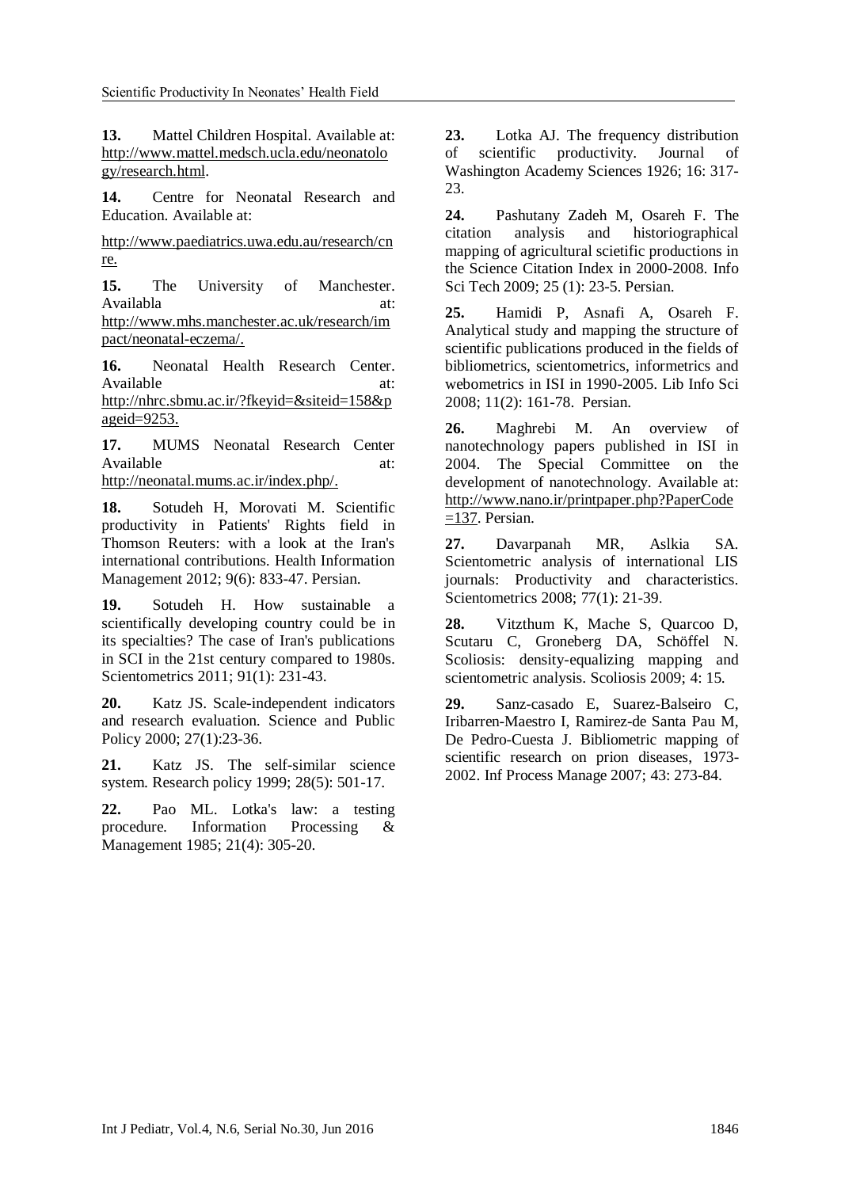13. Mattel Children Hospital. Available at: http://www.mattel.medsch.ucla.edu/neonatology/research.html.

14. Centre for Neonatal Research and Education. Available at:

http://www.paediatrics.uwa.edu.au/research/cnre.

15. The University of Manchester. Availabla at: http://www.mhs.manchester.ac.uk/research/impact/neonatal-eczema/.

16. Neonatal Health Research Center. Available at: http://nhrc.sbmu.ac.ir/?fkeyid=&siteid=158&pageid=9253.

17. MUMS Neonatal Research Center Available at: http://neonatal.mums.ac.ir/index.php/.

18. Sotudeh H, Morovati M. Scientific productivity in Patients' Rights field in Thomson Reuters: with a look at the Iran's international contributions. Health Information Management 2012; 9(6): 833-47. Persian.

19. Sotudeh H. How sustainable a scientifically developing country could be in its specialties? The case of Iran's publications in SCI in the 21st century compared to 1980s. Scientometrics 2011; 91(1): 231-43.

20. Katz JS. Scale-independent indicators and research evaluation. Science and Public Policy 2000; 27(1):23-36.

21. Katz JS. The self-similar science system. Research policy 1999; 28(5): 501-17.

22. Pao ML. Lotka's law: a testing procedure. Information Processing & Management 1985; 21(4): 305-20.

23. Lotka AJ. The frequency distribution of scientific productivity. Journal of Washington Academy Sciences 1926; 16: 317-23.

24. Pashutany Zadeh M, Osareh F. The citation analysis and historiographical mapping of agricultural scietific productions in the Science Citation Index in 2000-2008. Info Sci Tech 2009; 25 (1): 23-5. Persian.

25. Hamidi P, Asnafi A, Osareh F. Analytical study and mapping the structure of scientific publications produced in the fields of bibliometrics, scientometrics, informetrics and webometrics in ISI in 1990-2005. Lib Info Sci 2008; 11(2): 161-78. Persian.

26. Maghrebi M. An overview of nanotechnology papers published in ISI in 2004. The Special Committee on the development of nanotechnology. Available at: http://www.nano.ir/printpaper.php?PaperCode=137. Persian.

27. Davarpanah MR, Aslkia SA. Scientometric analysis of international LIS journals: Productivity and characteristics. Scientometrics 2008; 77(1): 21-39.

28. Vitzthum K, Mache S, Quarcoo D, Scutaru C, Groneberg DA, Schöffel N. Scoliosis: density-equalizing mapping and scientometric analysis. Scoliosis 2009; 4: 15.

29. Sanz-casado E, Suarez-Balseiro C, Iribarren-Maestro I, Ramirez-de Santa Pau M, De Pedro-Cuesta J. Bibliometric mapping of scientific research on prion diseases, 1973-2002. Inf Process Manage 2007; 43: 273-84.